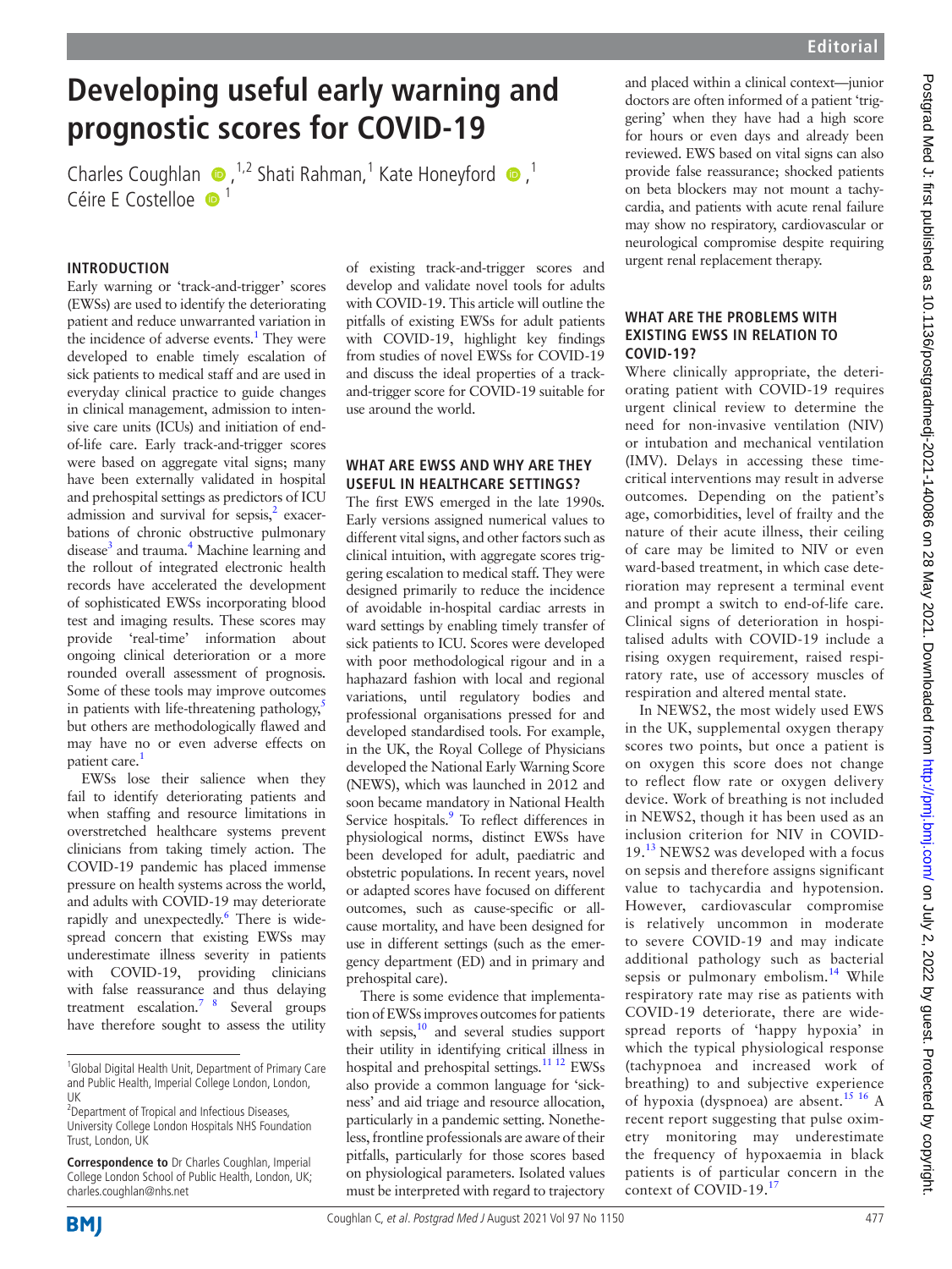# Developing useful early warning and prognostic scores for COVID-19

Charles Coughlan [1,2], Shati Rahman [1], Kate Honeyford [1], Céire E Costelloe [1]

## INTRODUCTION

Early warning or 'track-and-trigger' scores (EWSs) are used to identify the deteriorating patient and reduce unwarranted variation in the incidence of adverse events.[1] They were developed to enable timely escalation of sick patients to medical staff and are used in everyday clinical practice to guide changes in clinical management, admission to intensive care units (ICUs) and initiation of end-of-life care. Early track-and-trigger scores were based on aggregate vital signs; many have been externally validated in hospital and prehospital settings as predictors of ICU admission and survival for sepsis,[2] exacerbations of chronic obstructive pulmonary disease[3] and trauma.[4] Machine learning and the rollout of integrated electronic health records have accelerated the development of sophisticated EWSs incorporating blood test and imaging results. These scores may provide 'real-time' information about ongoing clinical deterioration or a more rounded overall assessment of prognosis. Some of these tools may improve outcomes in patients with life-threatening pathology,[5] but others are methodologically flawed and may have no or even adverse effects on patient care.[1]

EWSs lose their salience when they fail to identify deteriorating patients and when staffing and resource limitations in overstretched healthcare systems prevent clinicians from taking timely action. The COVID-19 pandemic has placed immense pressure on health systems across the world, and adults with COVID-19 may deteriorate rapidly and unexpectedly.[6] There is widespread concern that existing EWSs may underestimate illness severity in patients with COVID-19, providing clinicians with false reassurance and thus delaying treatment escalation.[7 8] Several groups have therefore sought to assess the utility of existing track-and-trigger scores and develop and validate novel tools for adults with COVID-19. This article will outline the pitfalls of existing EWSs for adult patients with COVID-19, highlight key findings from studies of novel EWSs for COVID-19 and discuss the ideal properties of a track-and-trigger score for COVID-19 suitable for use around the world.

## WHAT ARE EWSS AND WHY ARE THEY USEFUL IN HEALTHCARE SETTINGS?

The first EWS emerged in the late 1990s. Early versions assigned numerical values to different vital signs, and other factors such as clinical intuition, with aggregate scores triggering escalation to medical staff. They were designed primarily to reduce the incidence of avoidable in-hospital cardiac arrests in ward settings by enabling timely transfer of sick patients to ICU. Scores were developed with poor methodological rigour and in a haphazard fashion with local and regional variations, until regulatory bodies and professional organisations pressed for and developed standardised tools. For example, in the UK, the Royal College of Physicians developed the National Early Warning Score (NEWS), which was launched in 2012 and soon became mandatory in National Health Service hospitals.[9] To reflect differences in physiological norms, distinct EWSs have been developed for adult, paediatric and obstetric populations. In recent years, novel or adapted scores have focused on different outcomes, such as cause-specific or all-cause mortality, and have been designed for use in different settings (such as the emergency department (ED) and in primary and prehospital care).

There is some evidence that implementation of EWSs improves outcomes for patients with sepsis,[10] and several studies support their utility in identifying critical illness in hospital and prehospital settings.[11 12] EWSs also provide a common language for 'sickness' and aid triage and resource allocation, particularly in a pandemic setting. Nonetheless, frontline professionals are aware of their pitfalls, particularly for those scores based on physiological parameters. Isolated values must be interpreted with regard to trajectory and placed within a clinical context—junior doctors are often informed of a patient 'triggering' when they have had a high score for hours or even days and already been reviewed. EWS based on vital signs can also provide false reassurance; shocked patients on beta blockers may not mount a tachycardia, and patients with acute renal failure may show no respiratory, cardiovascular or neurological compromise despite requiring urgent renal replacement therapy.

## WHAT ARE THE PROBLEMS WITH EXISTING EWSS IN RELATION TO COVID-19?

Where clinically appropriate, the deteriorating patient with COVID-19 requires urgent clinical review to determine the need for non-invasive ventilation (NIV) or intubation and mechanical ventilation (IMV). Delays in accessing these time-critical interventions may result in adverse outcomes. Depending on the patient's age, comorbidities, level of frailty and the nature of their acute illness, their ceiling of care may be limited to NIV or even ward-based treatment, in which case deterioration may represent a terminal event and prompt a switch to end-of-life care. Clinical signs of deterioration in hospitalised adults with COVID-19 include a rising oxygen requirement, raised respiratory rate, use of accessory muscles of respiration and altered mental state.

In NEWS2, the most widely used EWS in the UK, supplemental oxygen therapy scores two points, but once a patient is on oxygen this score does not change to reflect flow rate or oxygen delivery device. Work of breathing is not included in NEWS2, though it has been used as an inclusion criterion for NIV in COVID-19.[13] NEWS2 was developed with a focus on sepsis and therefore assigns significant value to tachycardia and hypotension. However, cardiovascular compromise is relatively uncommon in moderate to severe COVID-19 and may indicate additional pathology such as bacterial sepsis or pulmonary embolism.[14] While respiratory rate may rise as patients with COVID-19 deteriorate, there are widespread reports of 'happy hypoxia' in which the typical physiological response (tachypnoea and increased work of breathing) to and subjective experience of hypoxia (dyspnoea) are absent.[15 16] A recent report suggesting that pulse oximetry monitoring may underestimate the frequency of hypoxaemia in black patients is of particular concern in the context of COVID-19.[17]

---

[1] Global Digital Health Unit, Department of Primary Care and Public Health, Imperial College London, London, UK

[2] Department of Tropical and Infectious Diseases, University College London Hospitals NHS Foundation Trust, London, UK

**Correspondence to** Dr Charles Coughlan, Imperial College London School of Public Health, London, UK; charles.coughlan@nhs.net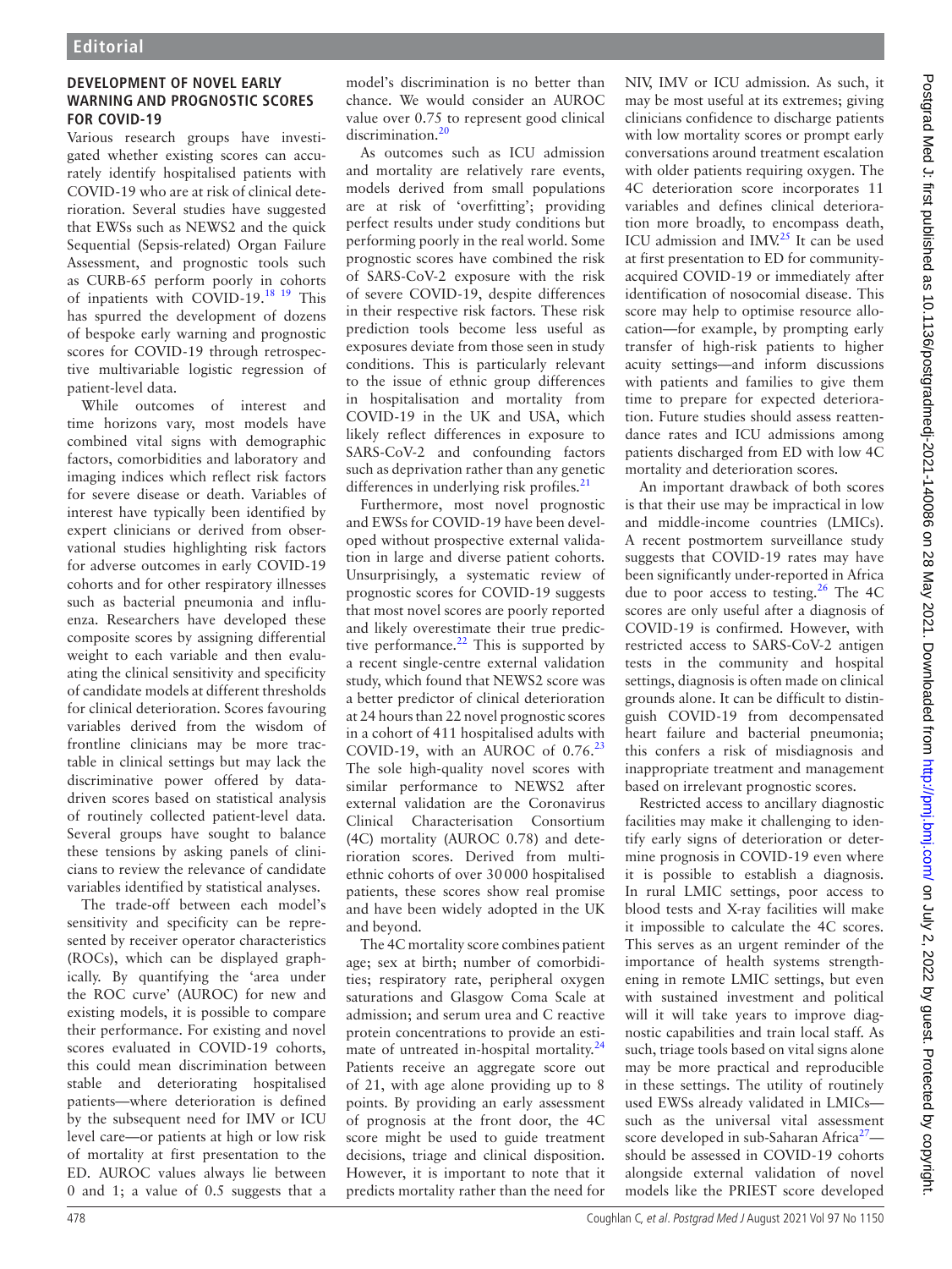## DEVELOPMENT OF NOVEL EARLY WARNING AND PROGNOSTIC SCORES FOR COVID-19

Various research groups have investigated whether existing scores can accurately identify hospitalised patients with COVID-19 who are at risk of clinical deterioration. Several studies have suggested that EWSs such as NEWS2 and the quick Sequential (Sepsis-related) Organ Failure Assessment, and prognostic tools such as CURB-65 perform poorly in cohorts of inpatients with COVID-19.[18 19] This has spurred the development of dozens of bespoke early warning and prognostic scores for COVID-19 through retrospective multivariable logistic regression of patient-level data.

While outcomes of interest and time horizons vary, most models have combined vital signs with demographic factors, comorbidities and laboratory and imaging indices which reflect risk factors for severe disease or death. Variables of interest have typically been identified by expert clinicians or derived from observational studies highlighting risk factors for adverse outcomes in early COVID-19 cohorts and for other respiratory illnesses such as bacterial pneumonia and influenza. Researchers have developed these composite scores by assigning differential weight to each variable and then evaluating the clinical sensitivity and specificity of candidate models at different thresholds for clinical deterioration. Scores favouring variables derived from the wisdom of frontline clinicians may be more tractable in clinical settings but may lack the discriminative power offered by data-driven scores based on statistical analysis of routinely collected patient-level data. Several groups have sought to balance these tensions by asking panels of clinicians to review the relevance of candidate variables identified by statistical analyses.

The trade-off between each model's sensitivity and specificity can be represented by receiver operator characteristics (ROCs), which can be displayed graphically. By quantifying the 'area under the ROC curve' (AUROC) for new and existing models, it is possible to compare their performance. For existing and novel scores evaluated in COVID-19 cohorts, this could mean discrimination between stable and deteriorating hospitalised patients—where deterioration is defined by the subsequent need for IMV or ICU level care—or patients at high or low risk of mortality at first presentation to the ED. AUROC values always lie between 0 and 1; a value of 0.5 suggests that a model's discrimination is no better than chance. We would consider an AUROC value over 0.75 to represent good clinical discrimination.[20]

As outcomes such as ICU admission and mortality are relatively rare events, models derived from small populations are at risk of 'overfitting'; providing perfect results under study conditions but performing poorly in the real world. Some prognostic scores have combined the risk of SARS-CoV-2 exposure with the risk of severe COVID-19, despite differences in their respective risk factors. These risk prediction tools become less useful as exposures deviate from those seen in study conditions. This is particularly relevant to the issue of ethnic group differences in hospitalisation and mortality from COVID-19 in the UK and USA, which likely reflect differences in exposure to SARS-CoV-2 and confounding factors such as deprivation rather than any genetic differences in underlying risk profiles.[21]

Furthermore, most novel prognostic and EWSs for COVID-19 have been developed without prospective external validation in large and diverse patient cohorts. Unsurprisingly, a systematic review of prognostic scores for COVID-19 suggests that most novel scores are poorly reported and likely overestimate their true predictive performance.[22] This is supported by a recent single-centre external validation study, which found that NEWS2 score was a better predictor of clinical deterioration at 24 hours than 22 novel prognostic scores in a cohort of 411 hospitalised adults with COVID-19, with an AUROC of 0.76.[23] The sole high-quality novel scores with similar performance to NEWS2 after external validation are the Coronavirus Clinical Characterisation Consortium (4C) mortality (AUROC 0.78) and deterioration scores. Derived from multiethnic cohorts of over 30 000 hospitalised patients, these scores show real promise and have been widely adopted in the UK and beyond.

The 4C mortality score combines patient age; sex at birth; number of comorbidities; respiratory rate, peripheral oxygen saturations and Glasgow Coma Scale at admission; and serum urea and C reactive protein concentrations to provide an estimate of untreated in-hospital mortality.[24] Patients receive an aggregate score out of 21, with age alone providing up to 8 points. By providing an early assessment of prognosis at the front door, the 4C score might be used to guide treatment decisions, triage and clinical disposition. However, it is important to note that it predicts mortality rather than the need for NIV, IMV or ICU admission. As such, it may be most useful at its extremes; giving clinicians confidence to discharge patients with low mortality scores or prompt early conversations around treatment escalation with older patients requiring oxygen. The 4C deterioration score incorporates 11 variables and defines clinical deterioration more broadly, to encompass death, ICU admission and IMV.[25] It can be used at first presentation to ED for community-acquired COVID-19 or immediately after identification of nosocomial disease. This score may help to optimise resource allocation—for example, by prompting early transfer of high-risk patients to higher acuity settings—and inform discussions with patients and families to give them time to prepare for expected deterioration. Future studies should assess reattendance rates and ICU admissions among patients discharged from ED with low 4C mortality and deterioration scores.

An important drawback of both scores is that their use may be impractical in low and middle-income countries (LMICs). A recent postmortem surveillance study suggests that COVID-19 rates may have been significantly under-reported in Africa due to poor access to testing.[26] The 4C scores are only useful after a diagnosis of COVID-19 is confirmed. However, with restricted access to SARS-CoV-2 antigen tests in the community and hospital settings, diagnosis is often made on clinical grounds alone. It can be difficult to distinguish COVID-19 from decompensated heart failure and bacterial pneumonia; this confers a risk of misdiagnosis and inappropriate treatment and management based on irrelevant prognostic scores.

Restricted access to ancillary diagnostic facilities may make it challenging to identify early signs of deterioration or determine prognosis in COVID-19 even where it is possible to establish a diagnosis. In rural LMIC settings, poor access to blood tests and X-ray facilities will make it impossible to calculate the 4C scores. This serves as an urgent reminder of the importance of health systems strengthening in remote LMIC settings, but even with sustained investment and political will it will take years to improve diagnostic capabilities and train local staff. As such, triage tools based on vital signs alone may be more practical and reproducible in these settings. The utility of routinely used EWSs already validated in LMICs—such as the universal vital assessment score developed in sub-Saharan Africa[27]—should be assessed in COVID-19 cohorts alongside external validation of novel models like the PRIEST score developed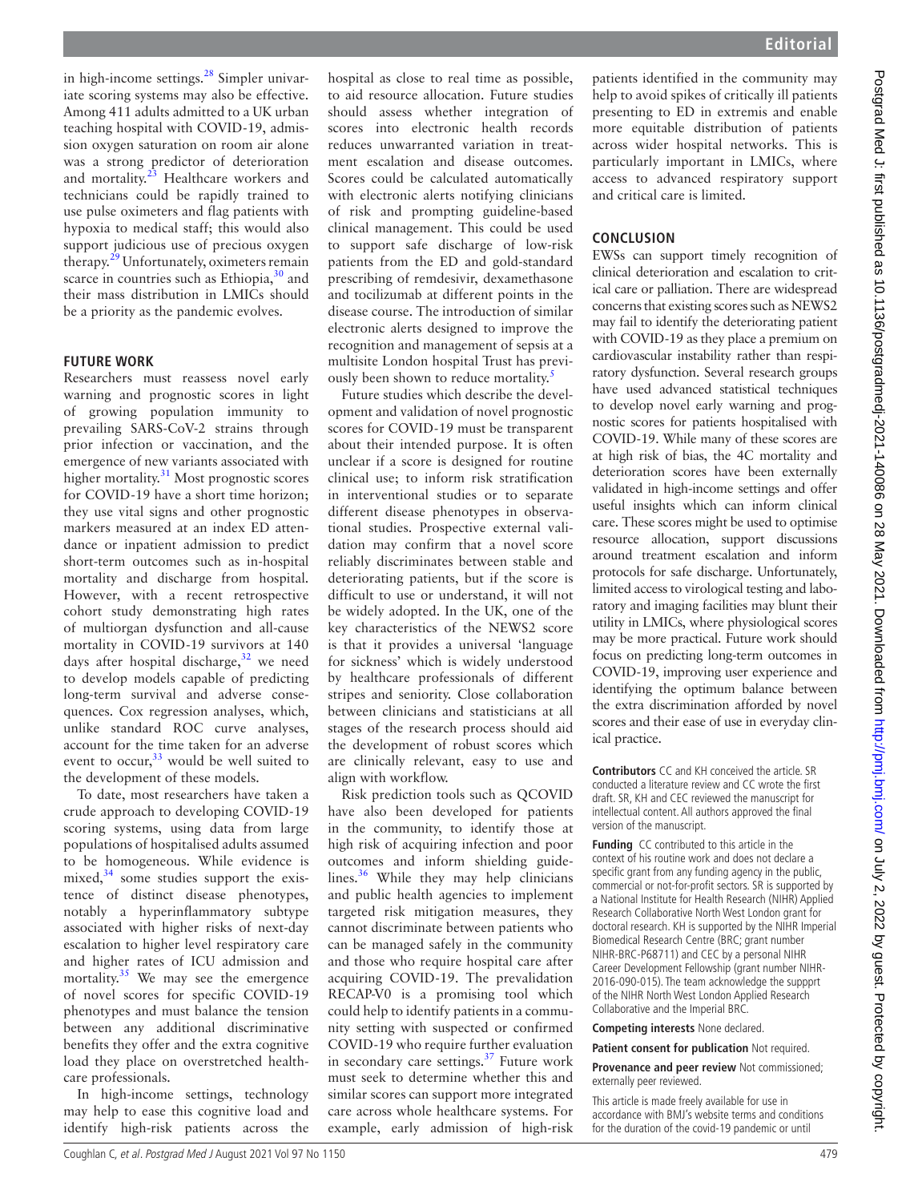in high-income settings.[28] Simpler univariate scoring systems may also be effective. Among 411 adults admitted to a UK urban teaching hospital with COVID-19, admission oxygen saturation on room air alone was a strong predictor of deterioration and mortality.[23] Healthcare workers and technicians could be rapidly trained to use pulse oximeters and flag patients with hypoxia to medical staff; this would also support judicious use of precious oxygen therapy.[29] Unfortunately, oximeters remain scarce in countries such as Ethiopia,[30] and their mass distribution in LMICs should be a priority as the pandemic evolves.

## FUTURE WORK

Researchers must reassess novel early warning and prognostic scores in light of growing population immunity to prevailing SARS-CoV-2 strains through prior infection or vaccination, and the emergence of new variants associated with higher mortality.[31] Most prognostic scores for COVID-19 have a short time horizon; they use vital signs and other prognostic markers measured at an index ED attendance or inpatient admission to predict short-term outcomes such as in-hospital mortality and discharge from hospital. However, with a recent retrospective cohort study demonstrating high rates of multiorgan dysfunction and all-cause mortality in COVID-19 survivors at 140 days after hospital discharge,[32] we need to develop models capable of predicting long-term survival and adverse consequences. Cox regression analyses, which, unlike standard ROC curve analyses, account for the time taken for an adverse event to occur,[33] would be well suited to the development of these models.

To date, most researchers have taken a crude approach to developing COVID-19 scoring systems, using data from large populations of hospitalised adults assumed to be homogeneous. While evidence is mixed,[34] some studies support the existence of distinct disease phenotypes, notably a hyperinflammatory subtype associated with higher risks of next-day escalation to higher level respiratory care and higher rates of ICU admission and mortality.[35] We may see the emergence of novel scores for specific COVID-19 phenotypes and must balance the tension between any additional discriminative benefits they offer and the extra cognitive load they place on overstretched healthcare professionals.

In high-income settings, technology may help to ease this cognitive load and identify high-risk patients across the hospital as close to real time as possible, to aid resource allocation. Future studies should assess whether integration of scores into electronic health records reduces unwarranted variation in treatment escalation and disease outcomes. Scores could be calculated automatically with electronic alerts notifying clinicians of risk and prompting guideline-based clinical management. This could be used to support safe discharge of low-risk patients from the ED and gold-standard prescribing of remdesivir, dexamethasone and tocilizumab at different points in the disease course. The introduction of similar electronic alerts designed to improve the recognition and management of sepsis at a multisite London hospital Trust has previously been shown to reduce mortality.[5]

Future studies which describe the development and validation of novel prognostic scores for COVID-19 must be transparent about their intended purpose. It is often unclear if a score is designed for routine clinical use; to inform risk stratification in interventional studies or to separate different disease phenotypes in observational studies. Prospective external validation may confirm that a novel score reliably discriminates between stable and deteriorating patients, but if the score is difficult to use or understand, it will not be widely adopted. In the UK, one of the key characteristics of the NEWS2 score is that it provides a universal 'language for sickness' which is widely understood by healthcare professionals of different stripes and seniority. Close collaboration between clinicians and statisticians at all stages of the research process should aid the development of robust scores which are clinically relevant, easy to use and align with workflow.

Risk prediction tools such as QCOVID have also been developed for patients in the community, to identify those at high risk of acquiring infection and poor outcomes and inform shielding guidelines.[36] While they may help clinicians and public health agencies to implement targeted risk mitigation measures, they cannot discriminate between patients who can be managed safely in the community and those who require hospital care after acquiring COVID-19. The prevalidation RECAP-V0 is a promising tool which could help to identify patients in a community setting with suspected or confirmed COVID-19 who require further evaluation in secondary care settings.[37] Future work must seek to determine whether this and similar scores can support more integrated care across whole healthcare systems. For example, early admission of high-risk patients identified in the community may help to avoid spikes of critically ill patients presenting to ED in extremis and enable more equitable distribution of patients across wider hospital networks. This is particularly important in LMICs, where access to advanced respiratory support and critical care is limited.

## CONCLUSION

EWSs can support timely recognition of clinical deterioration and escalation to critical care or palliation. There are widespread concerns that existing scores such as NEWS2 may fail to identify the deteriorating patient with COVID-19 as they place a premium on cardiovascular instability rather than respiratory dysfunction. Several research groups have used advanced statistical techniques to develop novel early warning and prognostic scores for patients hospitalised with COVID-19. While many of these scores are at high risk of bias, the 4C mortality and deterioration scores have been externally validated in high-income settings and offer useful insights which can inform clinical care. These scores might be used to optimise resource allocation, support discussions around treatment escalation and inform protocols for safe discharge. Unfortunately, limited access to virological testing and laboratory and imaging facilities may blunt their utility in LMICs, where physiological scores may be more practical. Future work should focus on predicting long-term outcomes in COVID-19, improving user experience and identifying the optimum balance between the extra discrimination afforded by novel scores and their ease of use in everyday clinical practice.

**Contributors** CC and KH conceived the article. SR conducted a literature review and CC wrote the first draft. SR, KH and CEC reviewed the manuscript for intellectual content. All authors approved the final version of the manuscript.

**Funding** CC contributed to this article in the context of his routine work and does not declare a specific grant from any funding agency in the public, commercial or not-for-profit sectors. SR is supported by a National Institute for Health Research (NIHR) Applied Research Collaborative North West London grant for doctoral research. KH is supported by the NIHR Imperial Biomedical Research Centre (BRC; grant number NIHR-BRC-P68711) and CEC by a personal NIHR Career Development Fellowship (grant number NIHR-2016-090-015). The team acknowledge the suppprt of the NIHR North West London Applied Research Collaborative and the Imperial BRC.

**Competing interests** None declared.

**Patient consent for publication** Not required.

**Provenance and peer review** Not commissioned; externally peer reviewed.

This article is made freely available for use in accordance with BMJ's website terms and conditions for the duration of the covid-19 pandemic or until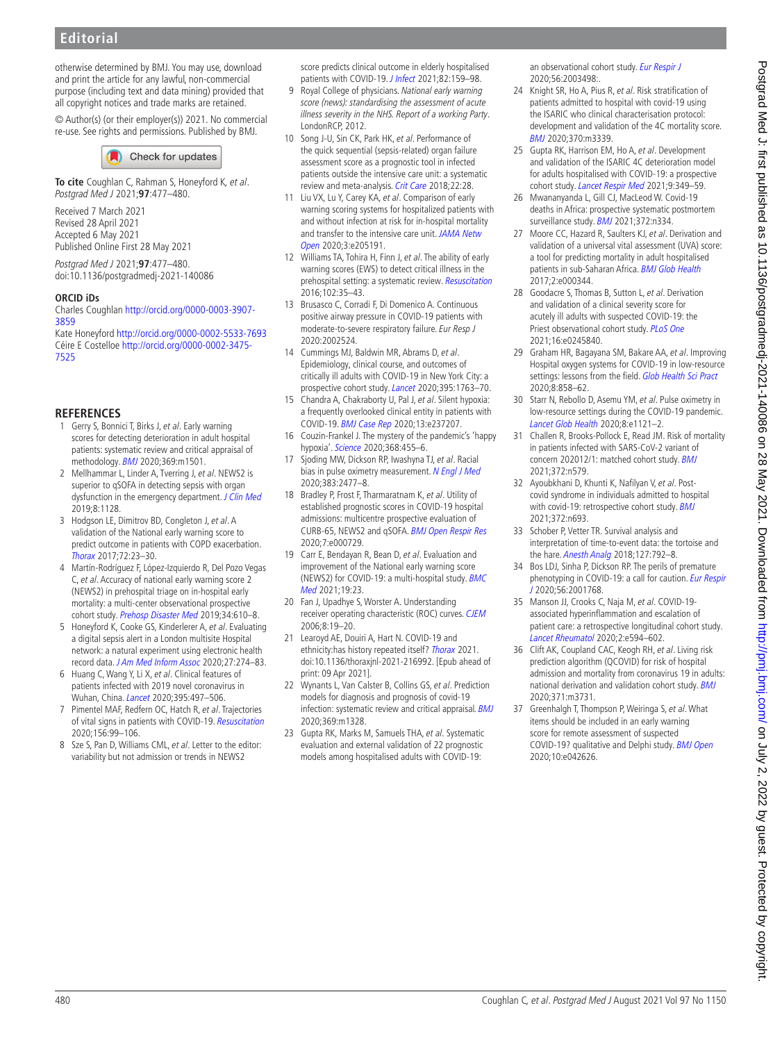otherwise determined by BMJ. You may use, download and print the article for any lawful, non-commercial purpose (including text and data mining) provided that all copyright notices and trade marks are retained.

© Author(s) (or their employer(s)) 2021. No commercial re-use. See rights and permissions. Published by BMJ.

**To cite** Coughlan C, Rahman S, Honeyford K, *et al*. *Postgrad Med J* 2021;**97**:477–480.

Received 7 March 2021
Revised 28 April 2021
Accepted 6 May 2021
Published Online First 28 May 2021

*Postgrad Med J* 2021;**97**:477–480.
doi:10.1136/postgradmedj-2021-140086

**ORCID iDs**

Charles Coughlan http://orcid.org/0000-0003-3907-3859
Kate Honeyford http://orcid.org/0000-0002-5533-7693
Céire E Costelloe http://orcid.org/0000-0002-3475-7525

## REFERENCES

1. Gerry S, Bonnici T, Birks J, *et al*. Early warning scores for detecting deterioration in adult hospital patients: systematic review and critical appraisal of methodology. *BMJ* 2020;369:m1501.
2. Mellhammar L, Linder A, Tverring J, *et al*. NEWS2 is superior to qSOFA in detecting sepsis with organ dysfunction in the emergency department. *J Clin Med* 2019;8:1128.
3. Hodgson LE, Dimitrov BD, Congleton J, *et al*. A validation of the National early warning score to predict outcome in patients with COPD exacerbation. *Thorax* 2017;72:23–30.
4. Martín-Rodríguez F, López-Izquierdo R, Del Pozo Vegas C, *et al*. Accuracy of national early warning score 2 (NEWS2) in prehospital triage on in-hospital early mortality: a multi-center observational prospective cohort study. *Prehosp Disaster Med* 2019;34:610–8.
5. Honeyford K, Cooke GS, Kinderlerer A, *et al*. Evaluating a digital sepsis alert in a London multisite Hospital network: a natural experiment using electronic health record data. *J Am Med Inform Assoc* 2020;27:274–83.
6. Huang C, Wang Y, Li X, *et al*. Clinical features of patients infected with 2019 novel coronavirus in Wuhan, China. *Lancet* 2020;395:497–506.
7. Pimentel MAF, Redfern OC, Hatch R, *et al*. Trajectories of vital signs in patients with COVID-19. *Resuscitation* 2020;156:99–106.
8. Sze S, Pan D, Williams CML, *et al*. Letter to the editor: variability but not admission or trends in NEWS2 score predicts clinical outcome in elderly hospitalised patients with COVID-19. *J Infect* 2021;82:159–98.
9. Royal College of physicians. *National early warning score (news): standardising the assessment of acute illness severity in the NHS. Report of a working Party*. LondonRCP, 2012.
10. Song J-U, Sin CK, Park HK, *et al*. Performance of the quick sequential (sepsis-related) organ failure assessment score as a prognostic tool in infected patients outside the intensive care unit: a systematic review and meta-analysis. *Crit Care* 2018;22:28.
11. Liu VX, Lu Y, Carey KA, *et al*. Comparison of early warning scoring systems for hospitalized patients with and without infection at risk for in-hospital mortality and transfer to the intensive care unit. *JAMA Netw Open* 2020;3:e205191.
12. Williams TA, Tohira H, Finn J, *et al*. The ability of early warning scores (EWS) to detect critical illness in the prehospital setting: a systematic review. *Resuscitation* 2016;102:35–43.
13. Brusasco C, Corradi F, Di Domenico A. Continuous positive airway pressure in COVID-19 patients with moderate-to-severe respiratory failure. *Eur Resp J* 2020:2002524.
14. Cummings MJ, Baldwin MR, Abrams D, *et al*. Epidemiology, clinical course, and outcomes of critically ill adults with COVID-19 in New York City: a prospective cohort study. *Lancet* 2020;395:1763–70.
15. Chandra A, Chakraborty U, Pal J, *et al*. Silent hypoxia: a frequently overlooked clinical entity in patients with COVID-19. *BMJ Case Rep* 2020;13:e237207.
16. Couzin-Frankel J. The mystery of the pandemic's 'happy hypoxia'. *Science* 2020;368:455–6.
17. Sjoding MW, Dickson RP, Iwashyna TJ, *et al*. Racial bias in pulse oximetry measurement. *N Engl J Med* 2020;383:2477–8.
18. Bradley P, Frost F, Tharmaratnam K, *et al*. Utility of established prognostic scores in COVID-19 hospital admissions: multicentre prospective evaluation of CURB-65, NEWS2 and qSOFA. *BMJ Open Respir Res* 2020;7:e000729.
19. Carr E, Bendayan R, Bean D, *et al*. Evaluation and improvement of the National early warning score (NEWS2) for COVID-19: a multi-hospital study. *BMC Med* 2021;19:23.
20. Fan J, Upadhye S, Worster A. Understanding receiver operating characteristic (ROC) curves. *CJEM* 2006;8:19–20.
21. Learoyd AE, Douiri A, Hart N. COVID-19 and ethnicity:has history repeated itself? *Thorax* 2021. doi:10.1136/thoraxjnl-2021-216992. [Epub ahead of print: 09 Apr 2021].
22. Wynants L, Van Calster B, Collins GS, *et al*. Prediction models for diagnosis and prognosis of covid-19 infection: systematic review and critical appraisal. *BMJ* 2020;369:m1328.
23. Gupta RK, Marks M, Samuels THA, *et al*. Systematic evaluation and external validation of 22 prognostic models among hospitalised adults with COVID-19: an observational cohort study. *Eur Respir J* 2020;56:2003498:.
24. Knight SR, Ho A, Pius R, *et al*. Risk stratification of patients admitted to hospital with covid-19 using the ISARIC who clinical characterisation protocol: development and validation of the 4C mortality score. *BMJ* 2020;370:m3339.
25. Gupta RK, Harrison EM, Ho A, *et al*. Development and validation of the ISARIC 4C deterioration model for adults hospitalised with COVID-19: a prospective cohort study. *Lancet Respir Med* 2021;9:349–59.
26. Mwananyanda L, Gill CJ, MacLeod W. Covid-19 deaths in Africa: prospective systematic postmortem surveillance study. *BMJ* 2021;372:n334.
27. Moore CC, Hazard R, Saulters KJ, *et al*. Derivation and validation of a universal vital assessment (UVA) score: a tool for predicting mortality in adult hospitalised patients in sub-Saharan Africa. *BMJ Glob Health* 2017;2:e000344.
28. Goodacre S, Thomas B, Sutton L, *et al*. Derivation and validation of a clinical severity score for acutely ill adults with suspected COVID-19: the Priest observational cohort study. *PLoS One* 2021;16:e0245840.
29. Graham HR, Bagayana SM, Bakare AA, *et al*. Improving Hospital oxygen systems for COVID-19 in low-resource settings: lessons from the field. *Glob Health Sci Pract* 2020;8:858–62.
30. Starr N, Rebollo D, Asemu YM, *et al*. Pulse oximetry in low-resource settings during the COVID-19 pandemic. *Lancet Glob Health* 2020;8:e1121–2.
31. Challen R, Brooks-Pollock E, Read JM. Risk of mortality in patients infected with SARS-CoV-2 variant of concern 202012/1: matched cohort study. *BMJ* 2021;372:n579.
32. Ayoubkhani D, Khunti K, Nafilyan V, *et al*. Post-covid syndrome in individuals admitted to hospital with covid-19: retrospective cohort study. *BMJ* 2021;372:n693.
33. Schober P, Vetter TR. Survival analysis and interpretation of time-to-event data: the tortoise and the hare. *Anesth Analg* 2018;127:792–8.
34. Bos LDJ, Sinha P, Dickson RP. The perils of premature phenotyping in COVID-19: a call for caution. *Eur Respir J* 2020;56:2001768.
35. Manson JJ, Crooks C, Naja M, *et al*. COVID-19-associated hyperinflammation and escalation of patient care: a retrospective longitudinal cohort study. *Lancet Rheumatol* 2020;2:e594–602.
36. Clift AK, Coupland CAC, Keogh RH, *et al*. Living risk prediction algorithm (QCOVID) for risk of hospital admission and mortality from coronavirus 19 in adults: national derivation and validation cohort study. *BMJ* 2020;371:m3731.
37. Greenhalgh T, Thompson P, Weiringa S, *et al*. What items should be included in an early warning score for remote assessment of suspected COVID-19? qualitative and Delphi study. *BMJ Open* 2020;10:e042626.